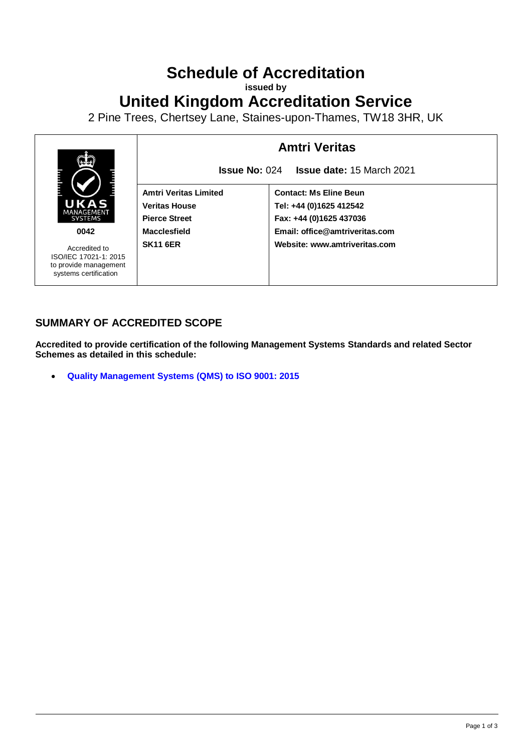# Schedule of Accreditation

**issued by**

# United Kingdom Accreditation Service

2 Pine Trees, Chertsey Lane, Staines-upon-Thames, TW18 3HR, UK

| UKAS MANAGEMENT SYSTEMS **0042** Accredited to ISO/IEC 17021-1: 2015 to provide management systems certification | **Amtri Veritas** | |
|---|---|---|
| | **Issue No:** 024 **Issue date:** 15 March 2021 | |
| | **Amtri Veritas Limited** | **Contact: Ms Eline Beun** |
| | **Veritas House** | **Tel: +44 (0)1625 412542** |
| | **Pierce Street** | **Fax: +44 (0)1625 437036** |
| | **Macclesfield** | **Email: office@amtriveritas.com** |
| | **SK11 6ER** | **Website: www.amtriveritas.com** |

## SUMMARY OF ACCREDITED SCOPE

**Accredited to provide certification of the following Management Systems Standards and related Sector Schemes as detailed in this schedule:**

- **Quality Management Systems (QMS) to ISO 9001: 2015**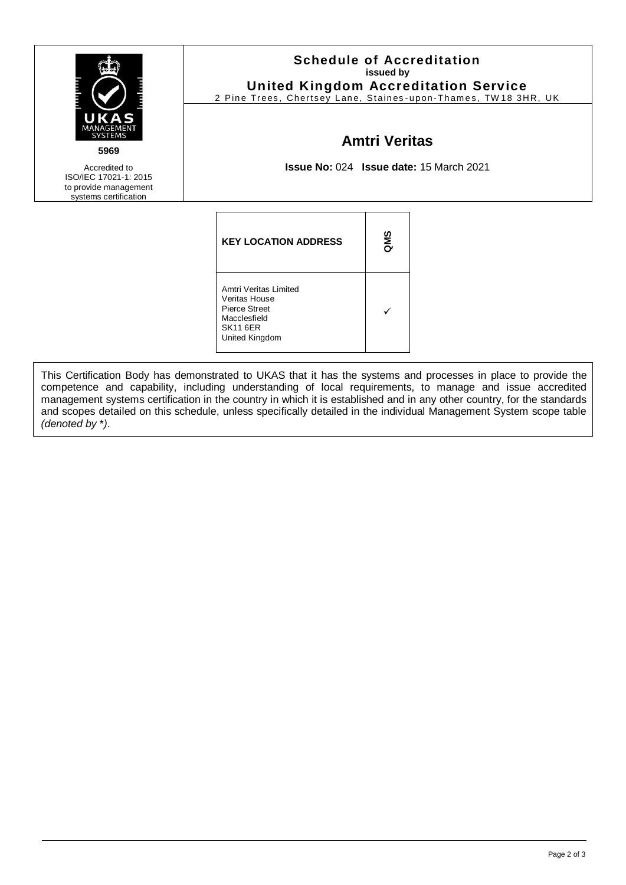5969

Accredited to ISO/IEC 17021-1: 2015 to provide management systems certification

**Schedule of Accreditation**
**issued by**
**United Kingdom Accreditation Service**
2 Pine Trees, Chertsey Lane, Staines-upon-Thames, TW18 3HR, UK

## Amtri Veritas

**Issue No:** 024 **Issue date:** 15 March 2021

| KEY LOCATION ADDRESS | QMS |
|---|---|
| Amtri Veritas Limited<br>Veritas House<br>Pierce Street<br>Macclesfield<br>SK11 6ER<br>United Kingdom | ✓ |

This Certification Body has demonstrated to UKAS that it has the systems and processes in place to provide the competence and capability, including understanding of local requirements, to manage and issue accredited management systems certification in the country in which it is established and in any other country, for the standards and scopes detailed on this schedule, unless specifically detailed in the individual Management System scope table *(denoted by *)*.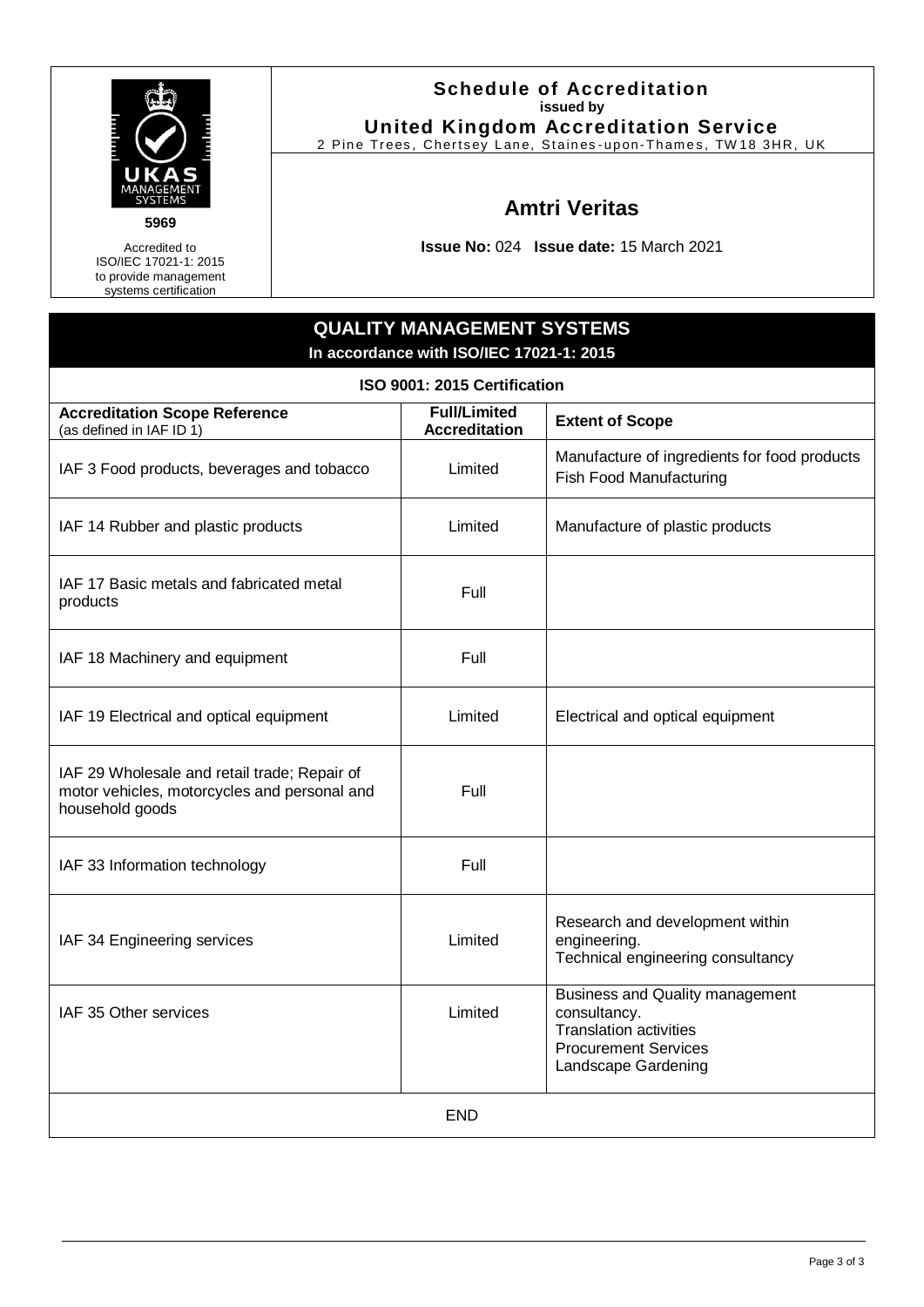5969

Accredited to ISO/IEC 17021-1: 2015 to provide management systems certification

**Schedule of Accreditation**
**issued by**
**United Kingdom Accreditation Service**
2 Pine Trees, Chertsey Lane, Staines-upon-Thames, TW18 3HR, UK

# Amtri Veritas

**Issue No:** 024 **Issue date:** 15 March 2021

## QUALITY MANAGEMENT SYSTEMS

**In accordance with ISO/IEC 17021-1: 2015**

### ISO 9001: 2015 Certification

| **Accreditation Scope Reference** (as defined in IAF ID 1) | **Full/Limited Accreditation** | **Extent of Scope** |
|---|---|---|
| IAF 3 Food products, beverages and tobacco | Limited | Manufacture of ingredients for food products<br>Fish Food Manufacturing |
| IAF 14 Rubber and plastic products | Limited | Manufacture of plastic products |
| IAF 17 Basic metals and fabricated metal products | Full | |
| IAF 18 Machinery and equipment | Full | |
| IAF 19 Electrical and optical equipment | Limited | Electrical and optical equipment |
| IAF 29 Wholesale and retail trade; Repair of motor vehicles, motorcycles and personal and household goods | Full | |
| IAF 33 Information technology | Full | |
| IAF 34 Engineering services | Limited | Research and development within engineering.<br>Technical engineering consultancy |
| IAF 35 Other services | Limited | Business and Quality management consultancy.<br>Translation activities<br>Procurement Services<br>Landscape Gardening |

END